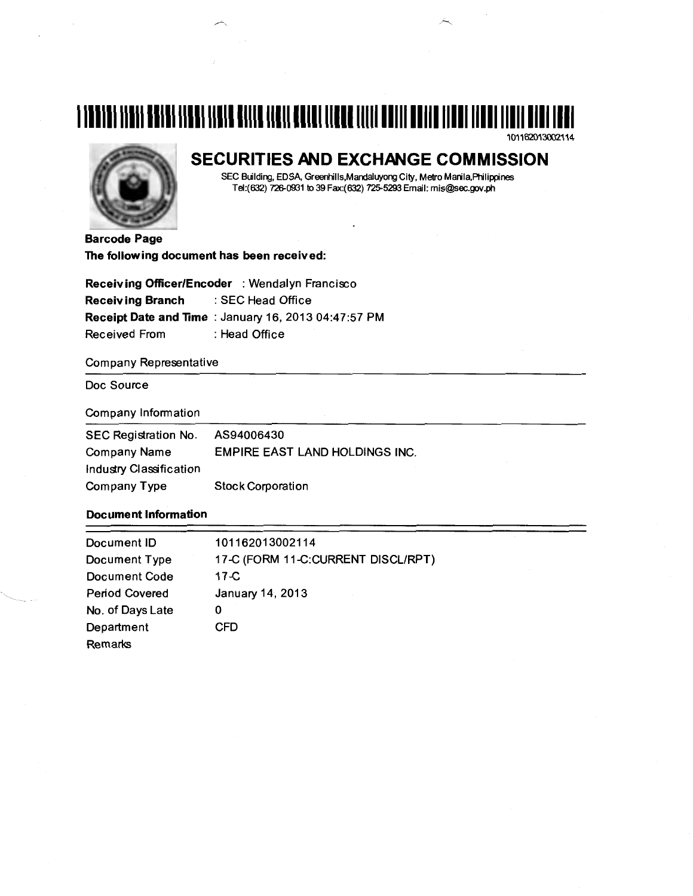101162013002114

# SECURITIES AND EXCHANGE COMMISSION

SEC Building, EDSA, Greenhills,Mandaluyong City, Metro Manila,Philippines
Tel:(632) 726-0931 to 39 Fax:(632) 725-5293 Email: mis@sec.gov.ph

**Barcode Page**

**The following document has been received:**

**Receiving Officer/Encoder** : Wendalyn Francisco
**Receiving Branch** : SEC Head Office
**Receipt Date and Time** : January 16, 2013 04:47:57 PM
Received From : Head Office

Company Representative

Doc Source

Company Information

| | |
|---|---|
| SEC Registration No. | AS94006430 |
| Company Name | EMPIRE EAST LAND HOLDINGS INC. |
| Industry Classification | |
| Company Type | Stock Corporation |

**Document Information**

| | |
|---|---|
| Document ID | 101162013002114 |
| Document Type | 17-C (FORM 11-C:CURRENT DISCL/RPT) |
| Document Code | 17-C |
| Period Covered | January 14, 2013 |
| No. of Days Late | 0 |
| Department | CFD |
| Remarks | |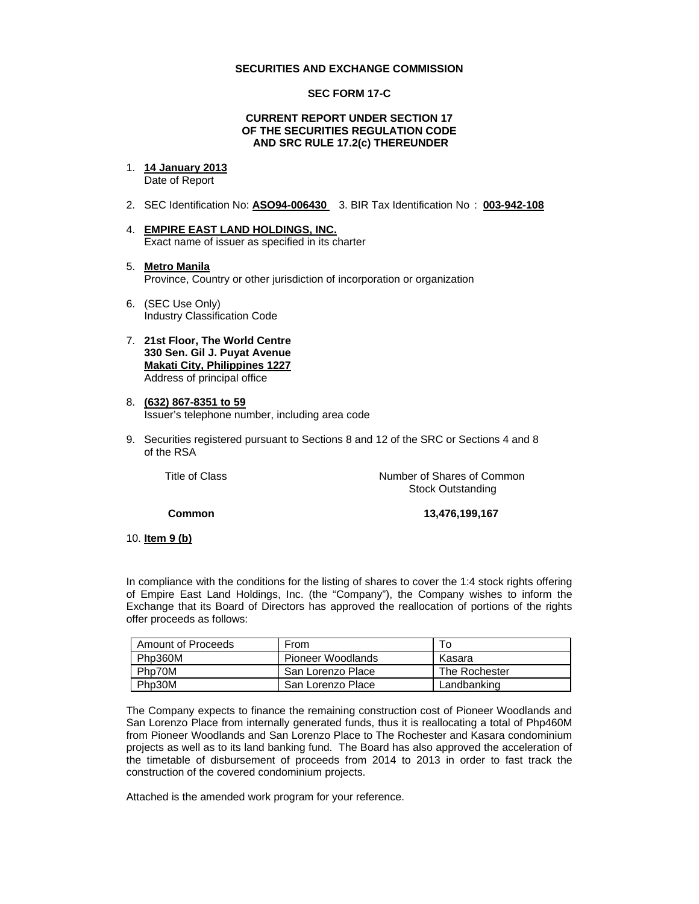**SECURITIES AND EXCHANGE COMMISSION**

**SEC FORM 17-C**

**CURRENT REPORT UNDER SECTION 17**
**OF THE SECURITIES REGULATION CODE**
**AND SRC RULE 17.2(c) THEREUNDER**

1. **14 January 2013**
   Date of Report

2. SEC Identification No: **ASO94-006430** 3. BIR Tax Identification No : **003-942-108**

4. **EMPIRE EAST LAND HOLDINGS, INC.**
   Exact name of issuer as specified in its charter

5. **Metro Manila**
   Province, Country or other jurisdiction of incorporation or organization

6. (SEC Use Only)
   Industry Classification Code

7. **21st Floor, The World Centre**
   **330 Sen. Gil J. Puyat Avenue**
   **Makati City, Philippines 1227**
   Address of principal office

8. **(632) 867-8351 to 59**
   Issuer's telephone number, including area code

9. Securities registered pursuant to Sections 8 and 12 of the SRC or Sections 4 and 8 of the RSA

| Title of Class | Number of Shares of Common Stock Outstanding |
|---|---|
| **Common** | **13,476,199,167** |

10. **Item 9 (b)**

In compliance with the conditions for the listing of shares to cover the 1:4 stock rights offering of Empire East Land Holdings, Inc. (the "Company"), the Company wishes to inform the Exchange that its Board of Directors has approved the reallocation of portions of the rights offer proceeds as follows:

| Amount of Proceeds | From | To |
|---|---|---|
| Php360M | Pioneer Woodlands | Kasara |
| Php70M | San Lorenzo Place | The Rochester |
| Php30M | San Lorenzo Place | Landbanking |

The Company expects to finance the remaining construction cost of Pioneer Woodlands and San Lorenzo Place from internally generated funds, thus it is reallocating a total of Php460M from Pioneer Woodlands and San Lorenzo Place to The Rochester and Kasara condominium projects as well as to its land banking fund. The Board has also approved the acceleration of the timetable of disbursement of proceeds from 2014 to 2013 in order to fast track the construction of the covered condominium projects.

Attached is the amended work program for your reference.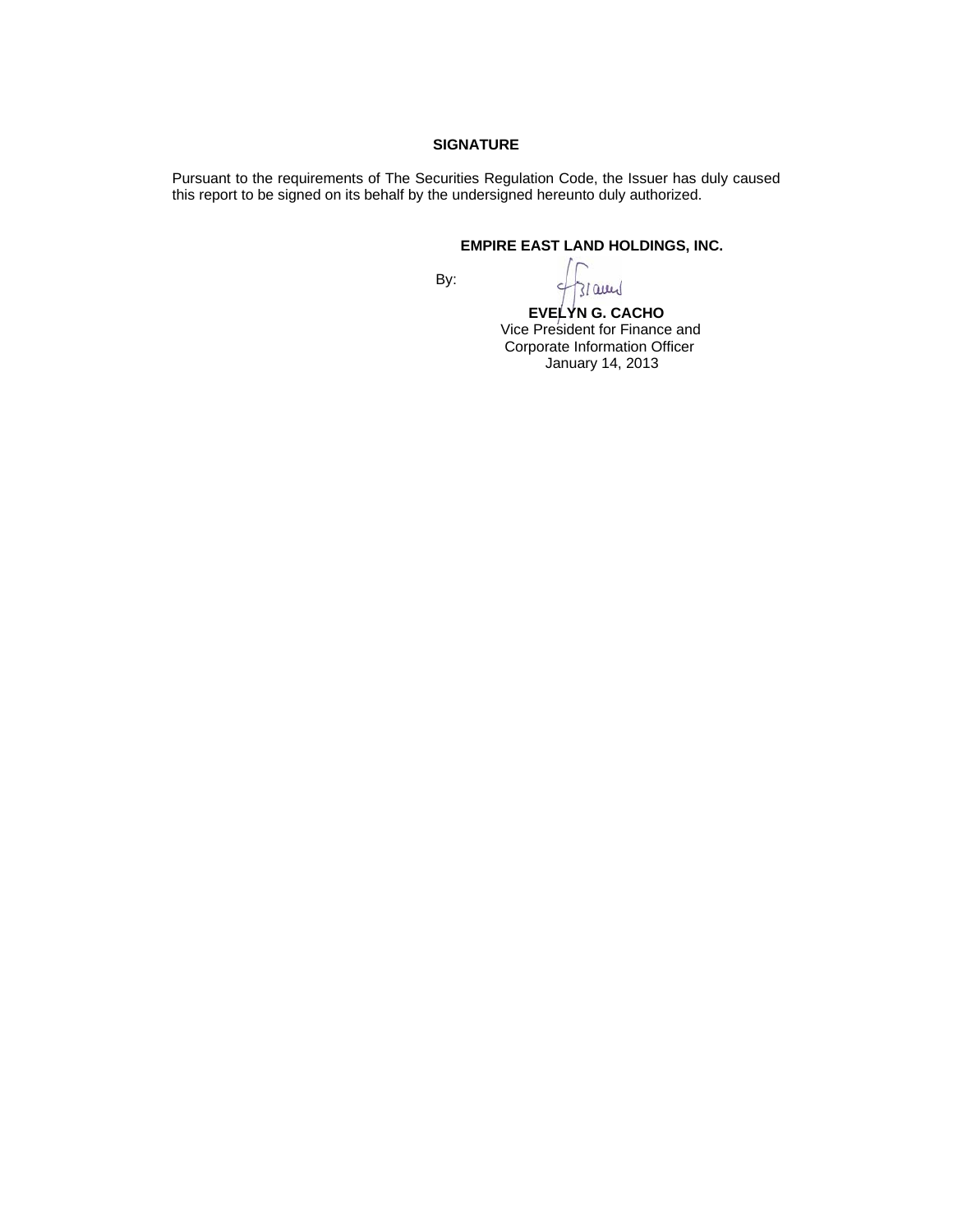**SIGNATURE**

Pursuant to the requirements of The Securities Regulation Code, the Issuer has duly caused this report to be signed on its behalf by the undersigned hereunto duly authorized.

**EMPIRE EAST LAND HOLDINGS, INC.**

By:

**EVELYN G. CACHO**
Vice President for Finance and
Corporate Information Officer
January 14, 2013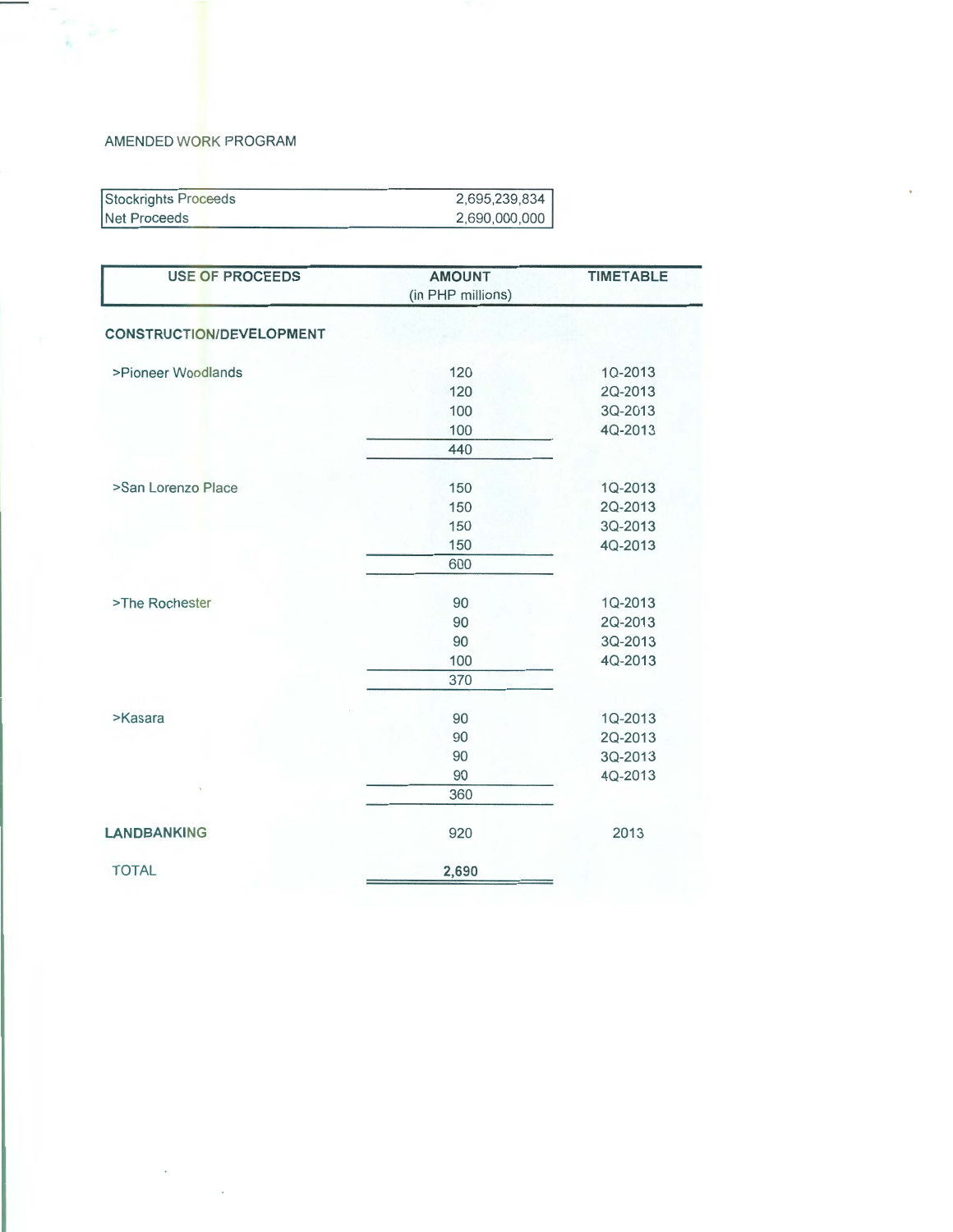AMENDED WORK PROGRAM

| | |
|---|---|
| Stockrights Proceeds | 2,695,239,834 |
| Net Proceeds | 2,690,000,000 |

| USE OF PROCEEDS | AMOUNT (in PHP millions) | TIMETABLE |
|---|---|---|
| **CONSTRUCTION/DEVELOPMENT** | | |
| >Pioneer Woodlands | 120 | 1Q-2013 |
| | 120 | 2Q-2013 |
| | 100 | 3Q-2013 |
| | 100 | 4Q-2013 |
| | 440 | |
| >San Lorenzo Place | 150 | 1Q-2013 |
| | 150 | 2Q-2013 |
| | 150 | 3Q-2013 |
| | 150 | 4Q-2013 |
| | 600 | |
| >The Rochester | 90 | 1Q-2013 |
| | 90 | 2Q-2013 |
| | 90 | 3Q-2013 |
| | 100 | 4Q-2013 |
| | 370 | |
| >Kasara | 90 | 1Q-2013 |
| | 90 | 2Q-2013 |
| | 90 | 3Q-2013 |
| | 90 | 4Q-2013 |
| | 360 | |
| **LANDBANKING** | 920 | 2013 |
| TOTAL | **2,690** | |